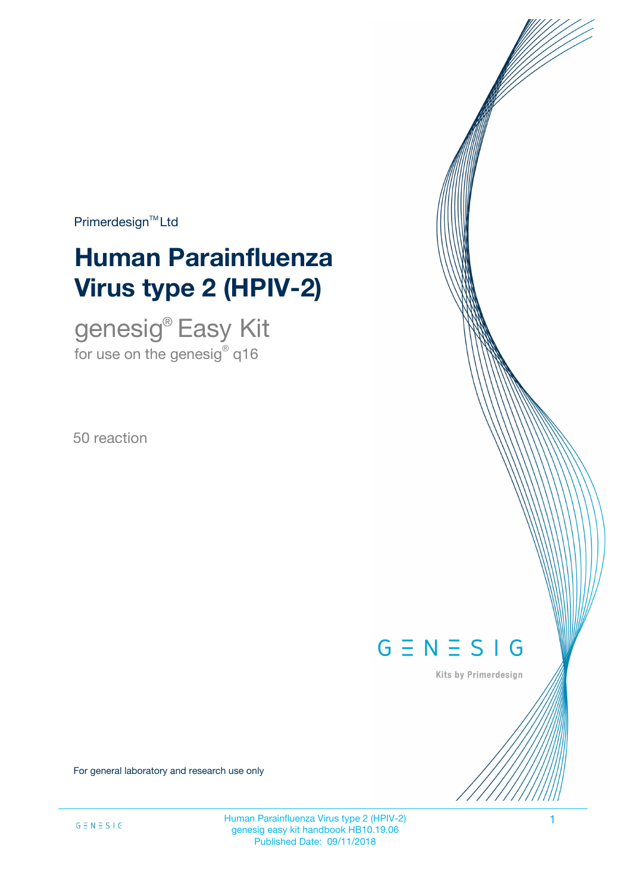Primerdesign™ Ltd

# Human Parainfluenza Virus type 2 (HPIV-2)

## genesig® Easy Kit

for use on the genesig® q16

50 reaction

GENESIG

Kits by Primerdesign

For general laboratory and research use only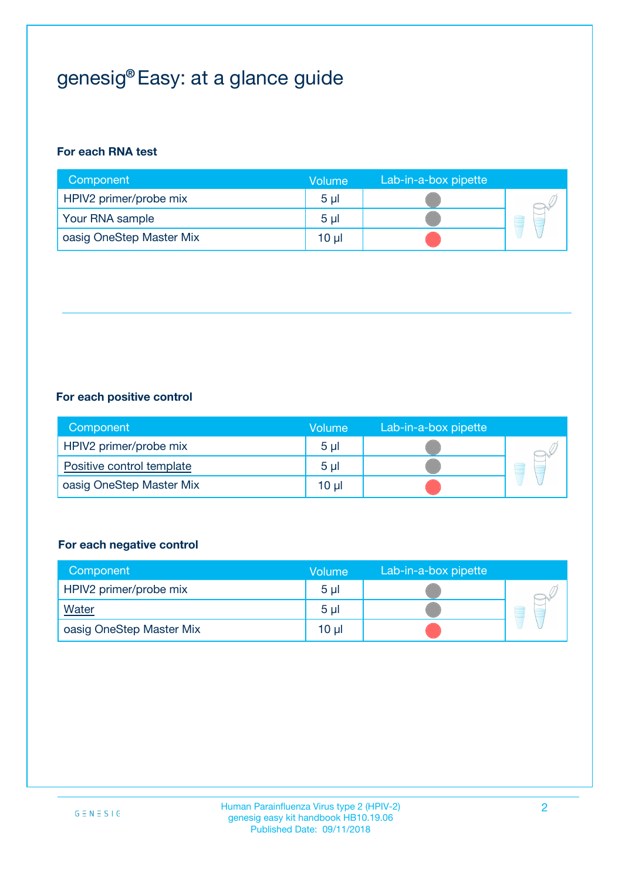# genesig® Easy: at a glance guide

**For each RNA test**

| Component | Volume | Lab-in-a-box pipette |
| --- | --- | --- |
| HPIV2 primer/probe mix | 5 µl | |
| Your RNA sample | 5 µl | |
| oasig OneStep Master Mix | 10 µl | |

**For each positive control**

| Component | Volume | Lab-in-a-box pipette |
| --- | --- | --- |
| HPIV2 primer/probe mix | 5 µl | |
| Positive control template | 5 µl | |
| oasig OneStep Master Mix | 10 µl | |

**For each negative control**

| Component | Volume | Lab-in-a-box pipette |
| --- | --- | --- |
| HPIV2 primer/probe mix | 5 µl | |
| Water | 5 µl | |
| oasig OneStep Master Mix | 10 µl | |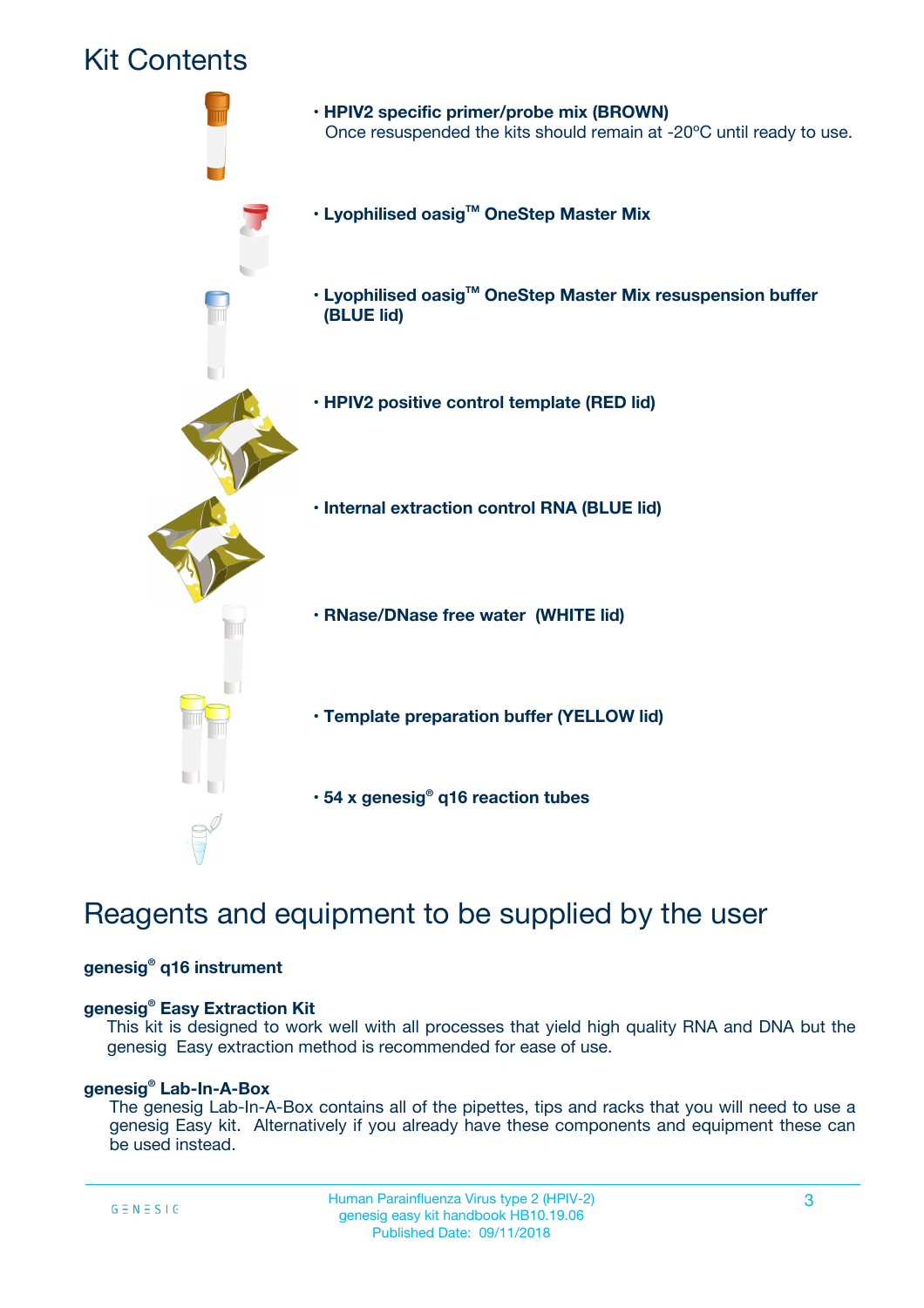# Kit Contents

- **HPIV2 specific primer/probe mix (BROWN)**
  Once resuspended the kits should remain at -20ºC until ready to use.
- **Lyophilised oasig™ OneStep Master Mix**
- **Lyophilised oasig™ OneStep Master Mix resuspension buffer (BLUE lid)**
- **HPIV2 positive control template (RED lid)**
- **Internal extraction control RNA (BLUE lid)**
- **RNase/DNase free water (WHITE lid)**
- **Template preparation buffer (YELLOW lid)**
- **54 x genesig® q16 reaction tubes**

# Reagents and equipment to be supplied by the user

**genesig® q16 instrument**

**genesig® Easy Extraction Kit**

This kit is designed to work well with all processes that yield high quality RNA and DNA but the genesig Easy extraction method is recommended for ease of use.

**genesig® Lab-In-A-Box**

The genesig Lab-In-A-Box contains all of the pipettes, tips and racks that you will need to use a genesig Easy kit. Alternatively if you already have these components and equipment these can be used instead.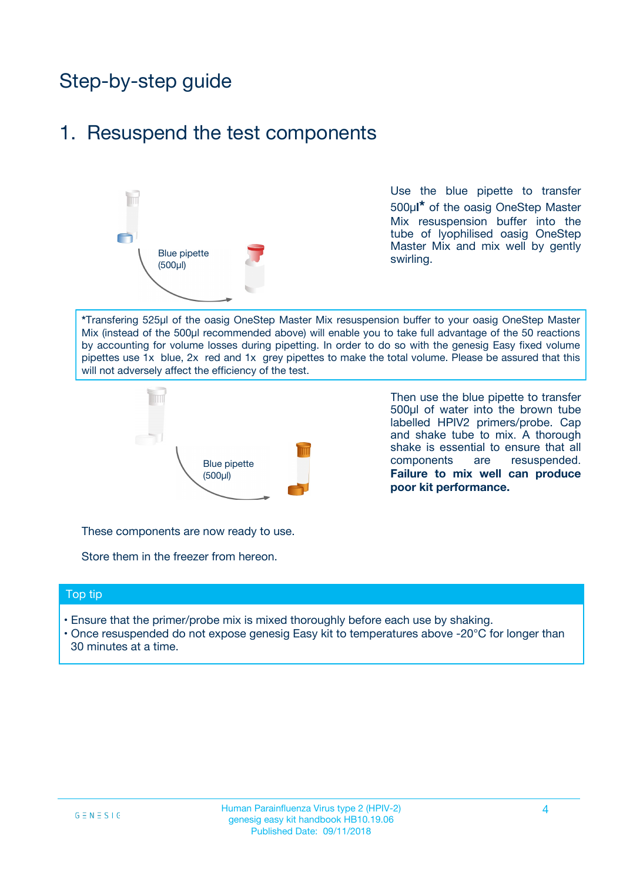# Step-by-step guide

## 1. Resuspend the test components

Blue pipette (500µl)

Use the blue pipette to transfer 500µl* of the oasig OneStep Master Mix resuspension buffer into the tube of lyophilised oasig OneStep Master Mix and mix well by gently swirling.

*Transfering 525µl of the oasig OneStep Master Mix resuspension buffer to your oasig OneStep Master Mix (instead of the 500µl recommended above) will enable you to take full advantage of the 50 reactions by accounting for volume losses during pipetting. In order to do so with the genesig Easy fixed volume pipettes use 1x blue, 2x red and 1x grey pipettes to make the total volume. Please be assured that this will not adversely affect the efficiency of the test.

Blue pipette (500µl)

Then use the blue pipette to transfer 500µl of water into the brown tube labelled HPIV2 primers/probe. Cap and shake tube to mix. A thorough shake is essential to ensure that all components are resuspended. **Failure to mix well can produce poor kit performance.**

These components are now ready to use.

Store them in the freezer from hereon.

### Top tip

- Ensure that the primer/probe mix is mixed thoroughly before each use by shaking.
- Once resuspended do not expose genesig Easy kit to temperatures above -20°C for longer than 30 minutes at a time.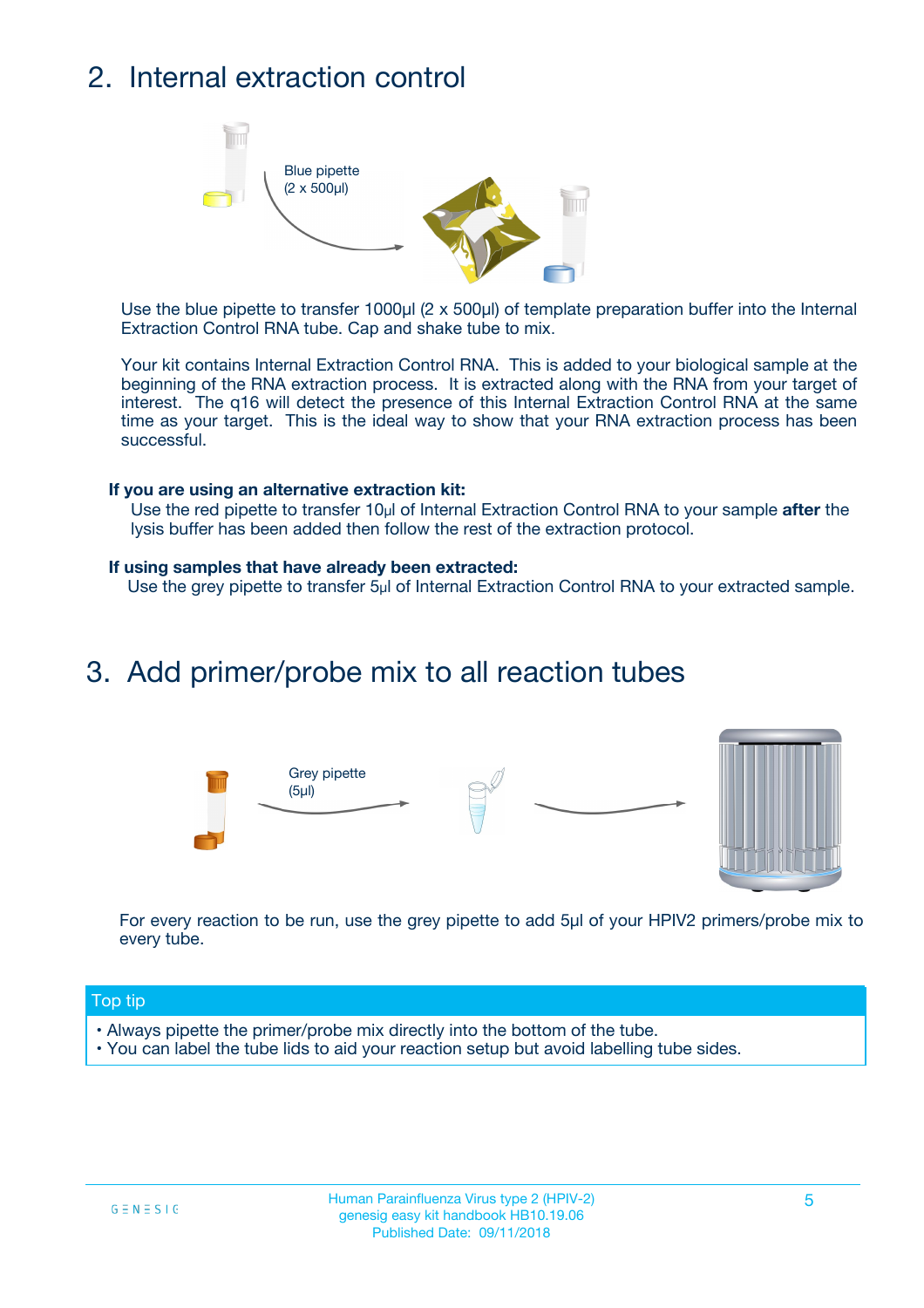## 2. Internal extraction control

Blue pipette (2 x 500µl)

Use the blue pipette to transfer 1000µl (2 x 500µl) of template preparation buffer into the Internal Extraction Control RNA tube. Cap and shake tube to mix.

Your kit contains Internal Extraction Control RNA. This is added to your biological sample at the beginning of the RNA extraction process. It is extracted along with the RNA from your target of interest. The q16 will detect the presence of this Internal Extraction Control RNA at the same time as your target. This is the ideal way to show that your RNA extraction process has been successful.

**If you are using an alternative extraction kit:**

Use the red pipette to transfer 10µl of Internal Extraction Control RNA to your sample **after** the lysis buffer has been added then follow the rest of the extraction protocol.

**If using samples that have already been extracted:**

Use the grey pipette to transfer 5µl of Internal Extraction Control RNA to your extracted sample.

## 3. Add primer/probe mix to all reaction tubes

Grey pipette (5µl)

For every reaction to be run, use the grey pipette to add 5µl of your HPIV2 primers/probe mix to every tube.

**Top tip**

- Always pipette the primer/probe mix directly into the bottom of the tube.
- You can label the tube lids to aid your reaction setup but avoid labelling tube sides.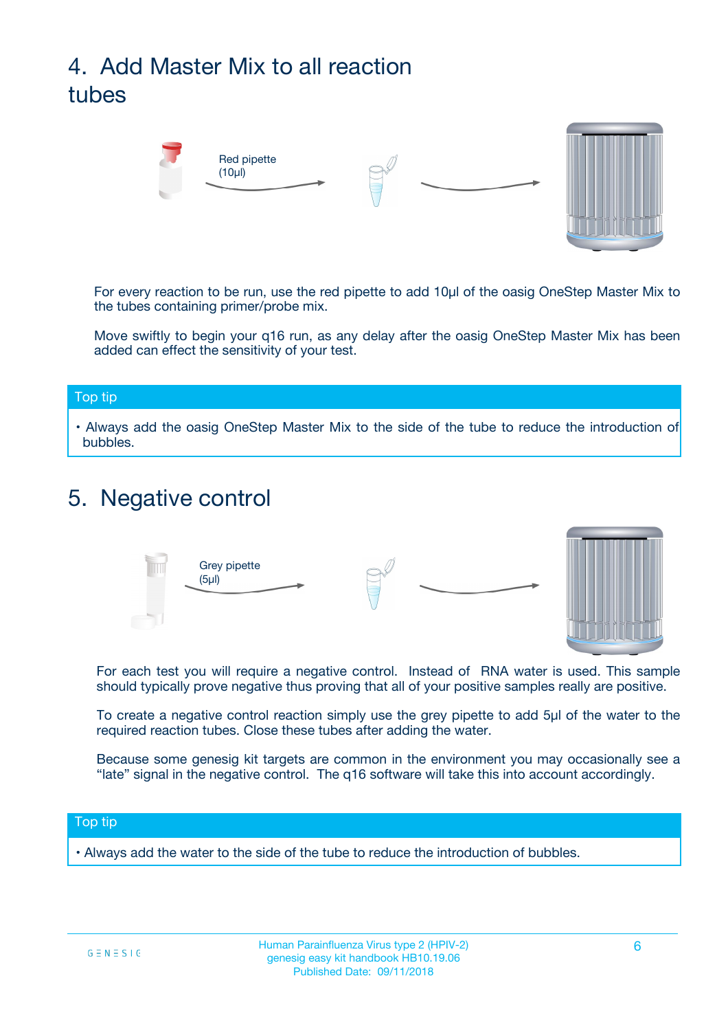# 4. Add Master Mix to all reaction tubes

Red pipette (10µl)

For every reaction to be run, use the red pipette to add 10µl of the oasig OneStep Master Mix to the tubes containing primer/probe mix.

Move swiftly to begin your q16 run, as any delay after the oasig OneStep Master Mix has been added can effect the sensitivity of your test.

**Top tip**

- Always add the oasig OneStep Master Mix to the side of the tube to reduce the introduction of bubbles.

# 5. Negative control

Grey pipette (5µl)

For each test you will require a negative control. Instead of RNA water is used. This sample should typically prove negative thus proving that all of your positive samples really are positive.

To create a negative control reaction simply use the grey pipette to add 5µl of the water to the required reaction tubes. Close these tubes after adding the water.

Because some genesig kit targets are common in the environment you may occasionally see a "late" signal in the negative control. The q16 software will take this into account accordingly.

**Top tip**

- Always add the water to the side of the tube to reduce the introduction of bubbles.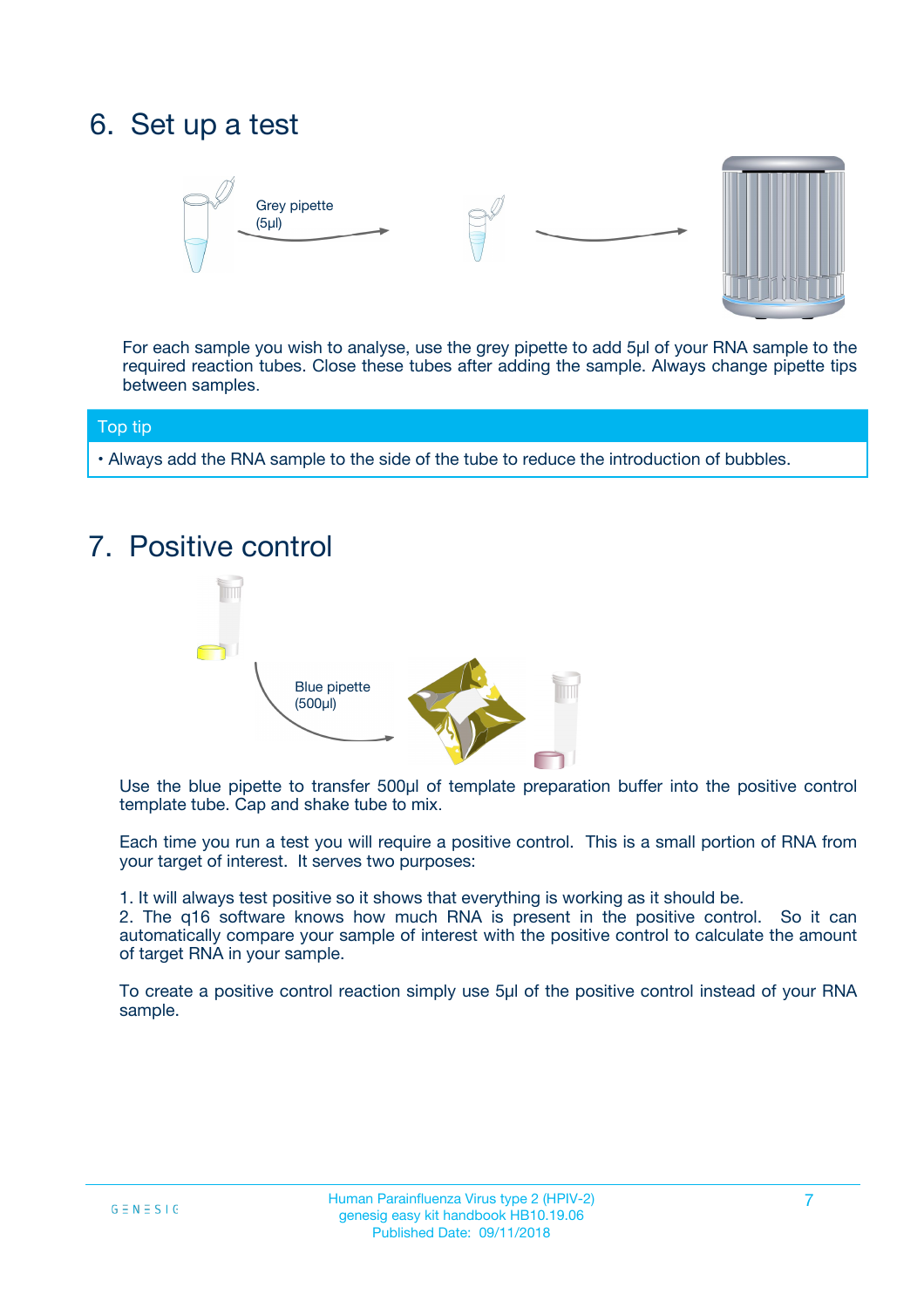# 6. Set up a test

Grey pipette (5µl)

For each sample you wish to analyse, use the grey pipette to add 5µl of your RNA sample to the required reaction tubes. Close these tubes after adding the sample. Always change pipette tips between samples.

**Top tip**

- Always add the RNA sample to the side of the tube to reduce the introduction of bubbles.

# 7. Positive control

Blue pipette (500µl)

Use the blue pipette to transfer 500µl of template preparation buffer into the positive control template tube. Cap and shake tube to mix.

Each time you run a test you will require a positive control. This is a small portion of RNA from your target of interest. It serves two purposes:

1. It will always test positive so it shows that everything is working as it should be.
2. The q16 software knows how much RNA is present in the positive control. So it can automatically compare your sample of interest with the positive control to calculate the amount of target RNA in your sample.

To create a positive control reaction simply use 5µl of the positive control instead of your RNA sample.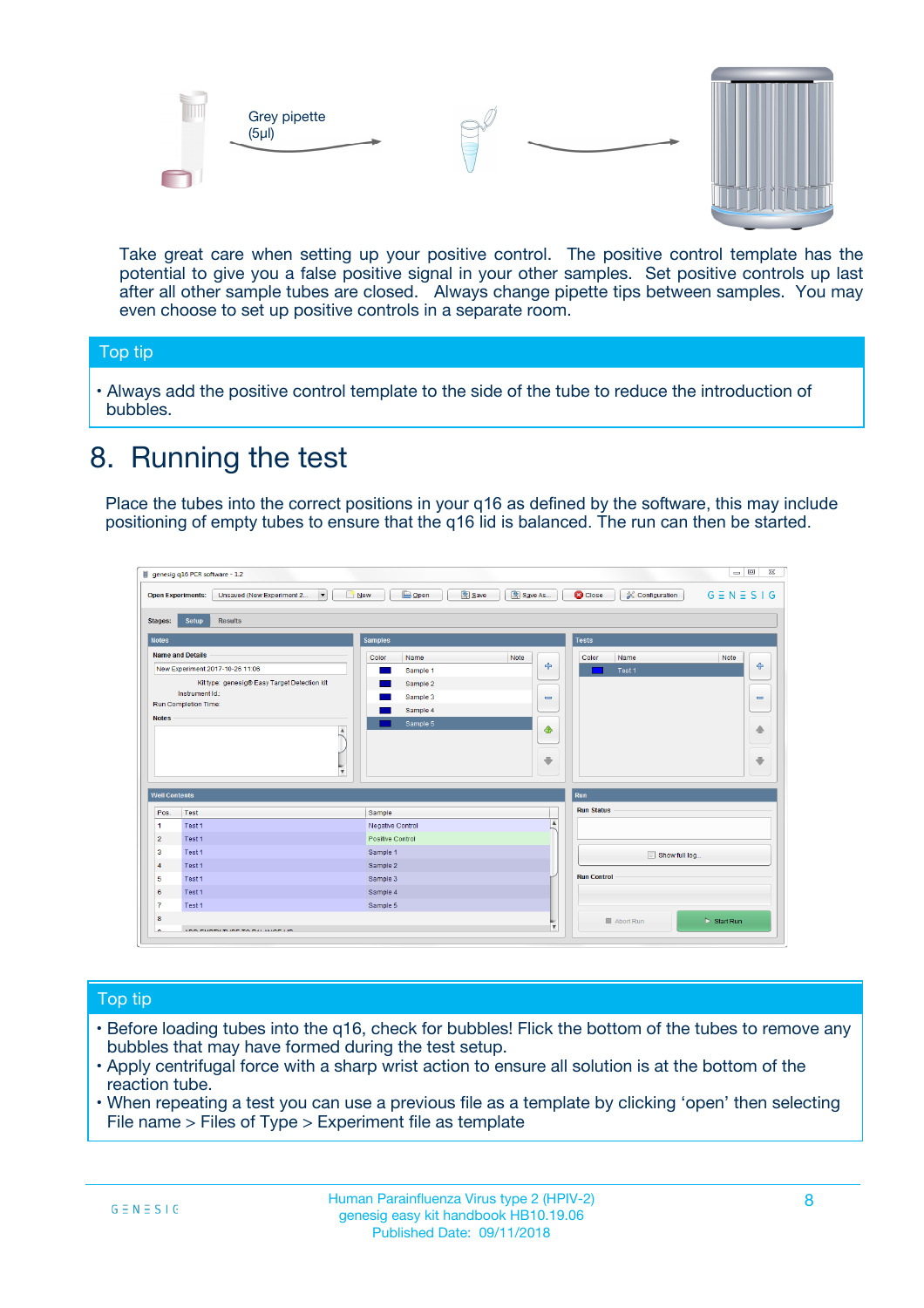Grey pipette (5µl)

Take great care when setting up your positive control. The positive control template has the potential to give you a false positive signal in your other samples. Set positive controls up last after all other sample tubes are closed. Always change pipette tips between samples. You may even choose to set up positive controls in a separate room.

## Top tip

- Always add the positive control template to the side of the tube to reduce the introduction of bubbles.

# 8. Running the test

Place the tubes into the correct positions in your q16 as defined by the software, this may include positioning of empty tubes to ensure that the q16 lid is balanced. The run can then be started.

## Top tip

- Before loading tubes into the q16, check for bubbles! Flick the bottom of the tubes to remove any bubbles that may have formed during the test setup.
- Apply centrifugal force with a sharp wrist action to ensure all solution is at the bottom of the reaction tube.
- When repeating a test you can use a previous file as a template by clicking 'open' then selecting File name > Files of Type > Experiment file as template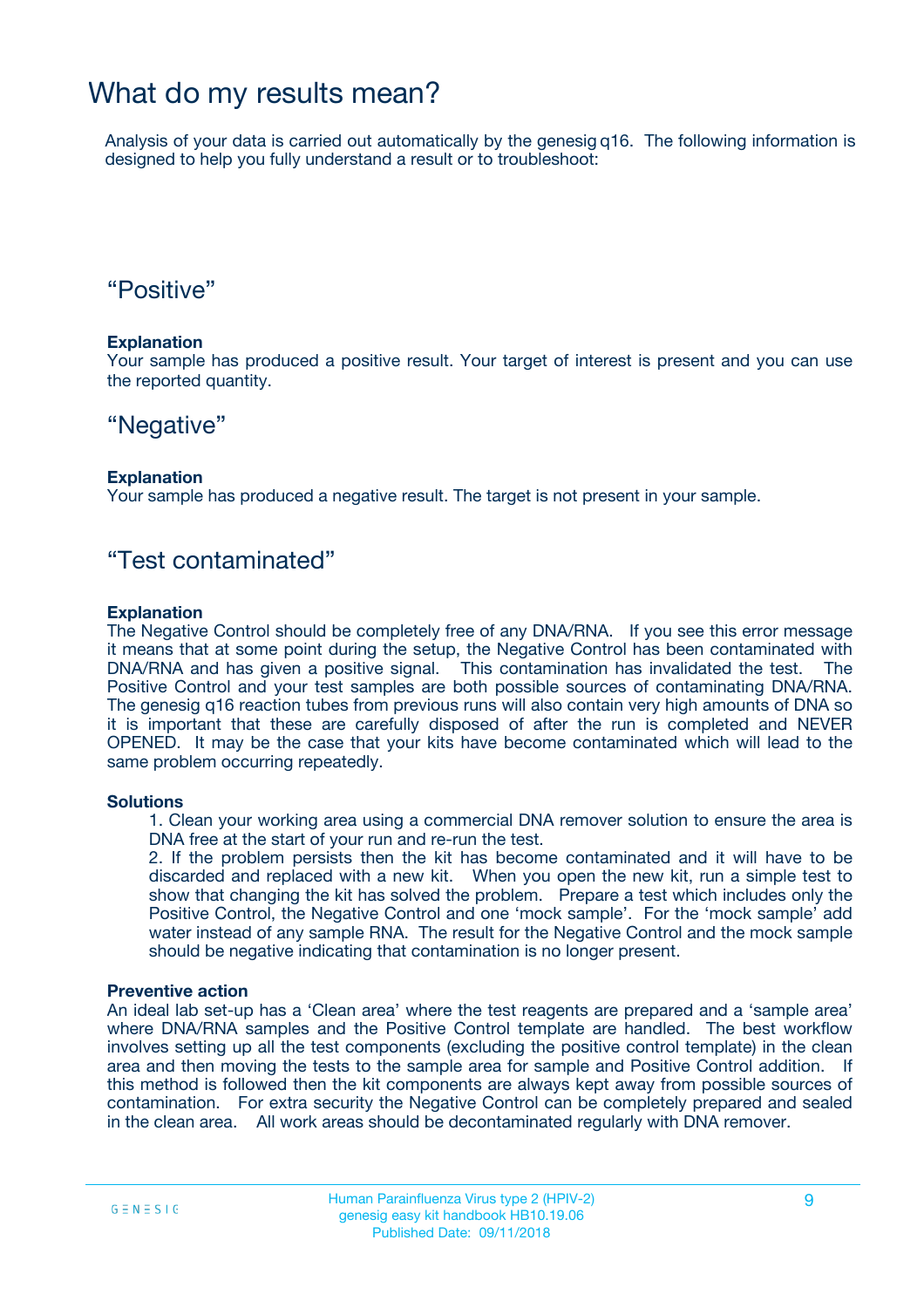# What do my results mean?

Analysis of your data is carried out automatically by the genesig q16. The following information is designed to help you fully understand a result or to troubleshoot:

## “Positive”

**Explanation**

Your sample has produced a positive result. Your target of interest is present and you can use the reported quantity.

## “Negative”

**Explanation**

Your sample has produced a negative result. The target is not present in your sample.

## “Test contaminated”

**Explanation**

The Negative Control should be completely free of any DNA/RNA. If you see this error message it means that at some point during the setup, the Negative Control has been contaminated with DNA/RNA and has given a positive signal. This contamination has invalidated the test. The Positive Control and your test samples are both possible sources of contaminating DNA/RNA. The genesig q16 reaction tubes from previous runs will also contain very high amounts of DNA so it is important that these are carefully disposed of after the run is completed and NEVER OPENED. It may be the case that your kits have become contaminated which will lead to the same problem occurring repeatedly.

**Solutions**

1. Clean your working area using a commercial DNA remover solution to ensure the area is DNA free at the start of your run and re-run the test.
2. If the problem persists then the kit has become contaminated and it will have to be discarded and replaced with a new kit. When you open the new kit, run a simple test to show that changing the kit has solved the problem. Prepare a test which includes only the Positive Control, the Negative Control and one ‘mock sample’. For the ‘mock sample’ add water instead of any sample RNA. The result for the Negative Control and the mock sample should be negative indicating that contamination is no longer present.

**Preventive action**

An ideal lab set-up has a ‘Clean area’ where the test reagents are prepared and a ‘sample area’ where DNA/RNA samples and the Positive Control template are handled. The best workflow involves setting up all the test components (excluding the positive control template) in the clean area and then moving the tests to the sample area for sample and Positive Control addition. If this method is followed then the kit components are always kept away from possible sources of contamination. For extra security the Negative Control can be completely prepared and sealed in the clean area. All work areas should be decontaminated regularly with DNA remover.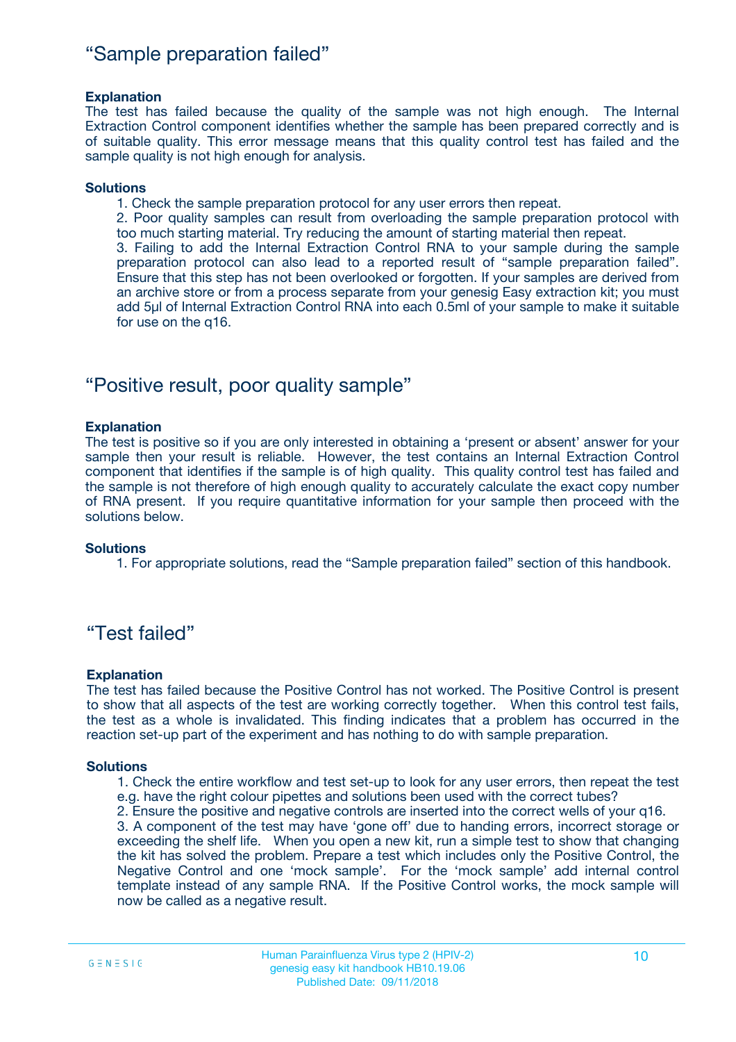## “Sample preparation failed”

**Explanation**

The test has failed because the quality of the sample was not high enough. The Internal Extraction Control component identifies whether the sample has been prepared correctly and is of suitable quality. This error message means that this quality control test has failed and the sample quality is not high enough for analysis.

**Solutions**

1. Check the sample preparation protocol for any user errors then repeat.
2. Poor quality samples can result from overloading the sample preparation protocol with too much starting material. Try reducing the amount of starting material then repeat.
3. Failing to add the Internal Extraction Control RNA to your sample during the sample preparation protocol can also lead to a reported result of “sample preparation failed”. Ensure that this step has not been overlooked or forgotten. If your samples are derived from an archive store or from a process separate from your genesig Easy extraction kit; you must add 5µl of Internal Extraction Control RNA into each 0.5ml of your sample to make it suitable for use on the q16.

## “Positive result, poor quality sample”

**Explanation**

The test is positive so if you are only interested in obtaining a ‘present or absent’ answer for your sample then your result is reliable. However, the test contains an Internal Extraction Control component that identifies if the sample is of high quality. This quality control test has failed and the sample is not therefore of high enough quality to accurately calculate the exact copy number of RNA present. If you require quantitative information for your sample then proceed with the solutions below.

**Solutions**

1. For appropriate solutions, read the “Sample preparation failed” section of this handbook.

## “Test failed”

**Explanation**

The test has failed because the Positive Control has not worked. The Positive Control is present to show that all aspects of the test are working correctly together. When this control test fails, the test as a whole is invalidated. This finding indicates that a problem has occurred in the reaction set-up part of the experiment and has nothing to do with sample preparation.

**Solutions**

1. Check the entire workflow and test set-up to look for any user errors, then repeat the test e.g. have the right colour pipettes and solutions been used with the correct tubes?
2. Ensure the positive and negative controls are inserted into the correct wells of your q16.
3. A component of the test may have ‘gone off’ due to handing errors, incorrect storage or exceeding the shelf life. When you open a new kit, run a simple test to show that changing the kit has solved the problem. Prepare a test which includes only the Positive Control, the Negative Control and one ‘mock sample’. For the ‘mock sample’ add internal control template instead of any sample RNA. If the Positive Control works, the mock sample will now be called as a negative result.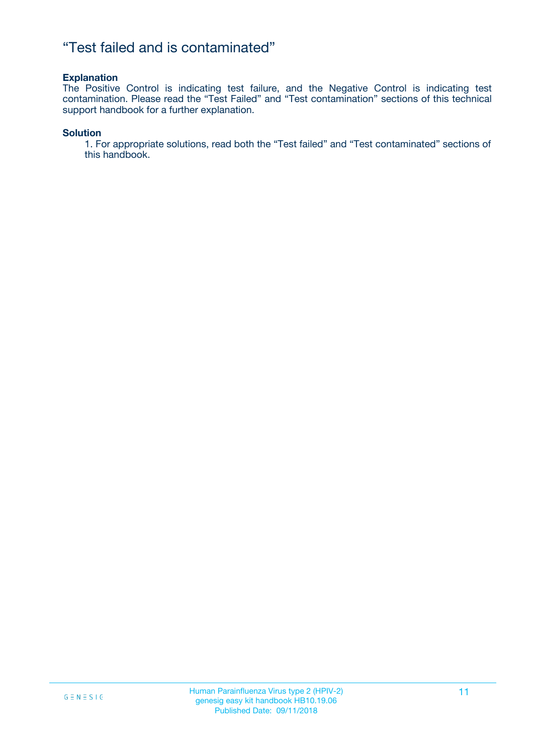# “Test failed and is contaminated”

**Explanation**

The Positive Control is indicating test failure, and the Negative Control is indicating test contamination. Please read the “Test Failed” and “Test contamination” sections of this technical support handbook for a further explanation.

**Solution**

1. For appropriate solutions, read both the “Test failed” and “Test contaminated” sections of this handbook.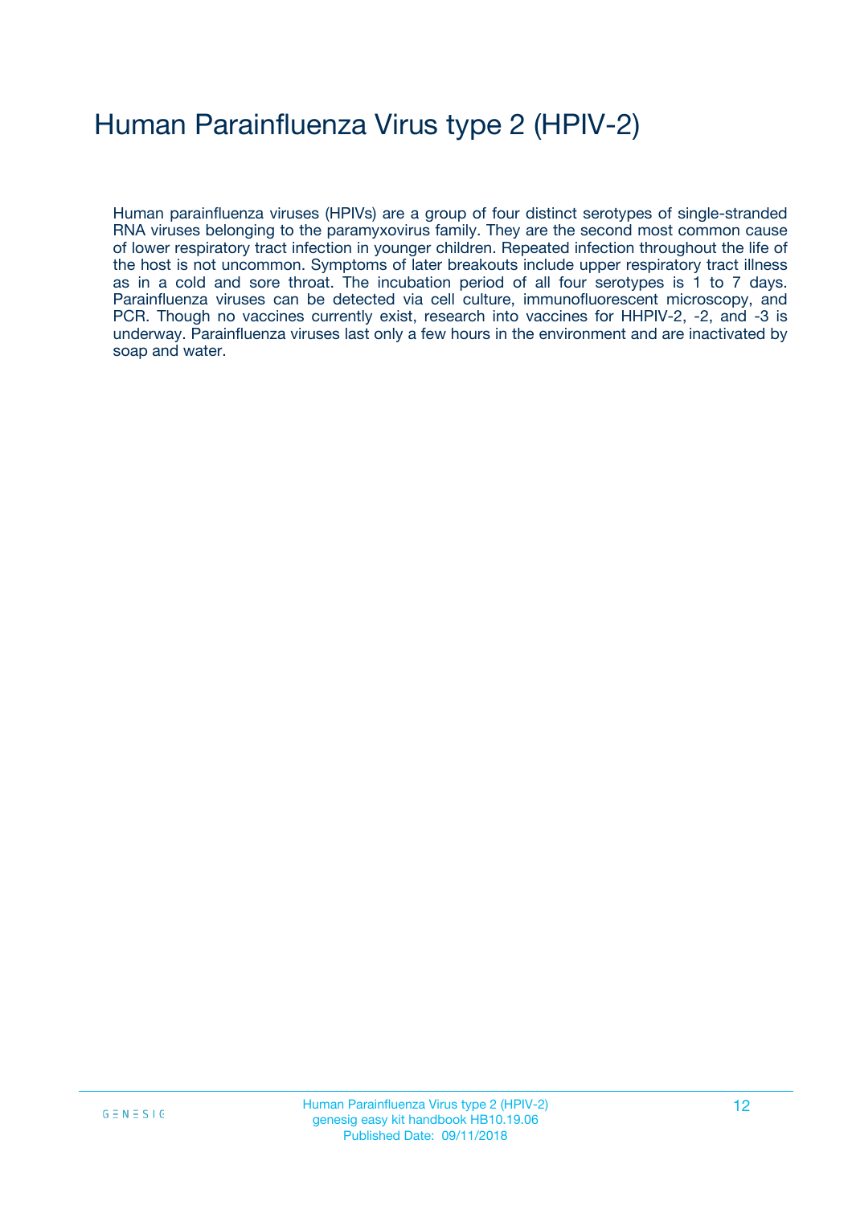# Human Parainfluenza Virus type 2 (HPIV-2)

Human parainfluenza viruses (HPIVs) are a group of four distinct serotypes of single-stranded RNA viruses belonging to the paramyxovirus family. They are the second most common cause of lower respiratory tract infection in younger children. Repeated infection throughout the life of the host is not uncommon. Symptoms of later breakouts include upper respiratory tract illness as in a cold and sore throat. The incubation period of all four serotypes is 1 to 7 days. Parainfluenza viruses can be detected via cell culture, immunofluorescent microscopy, and PCR. Though no vaccines currently exist, research into vaccines for HHPIV-2, -2, and -3 is underway. Parainfluenza viruses last only a few hours in the environment and are inactivated by soap and water.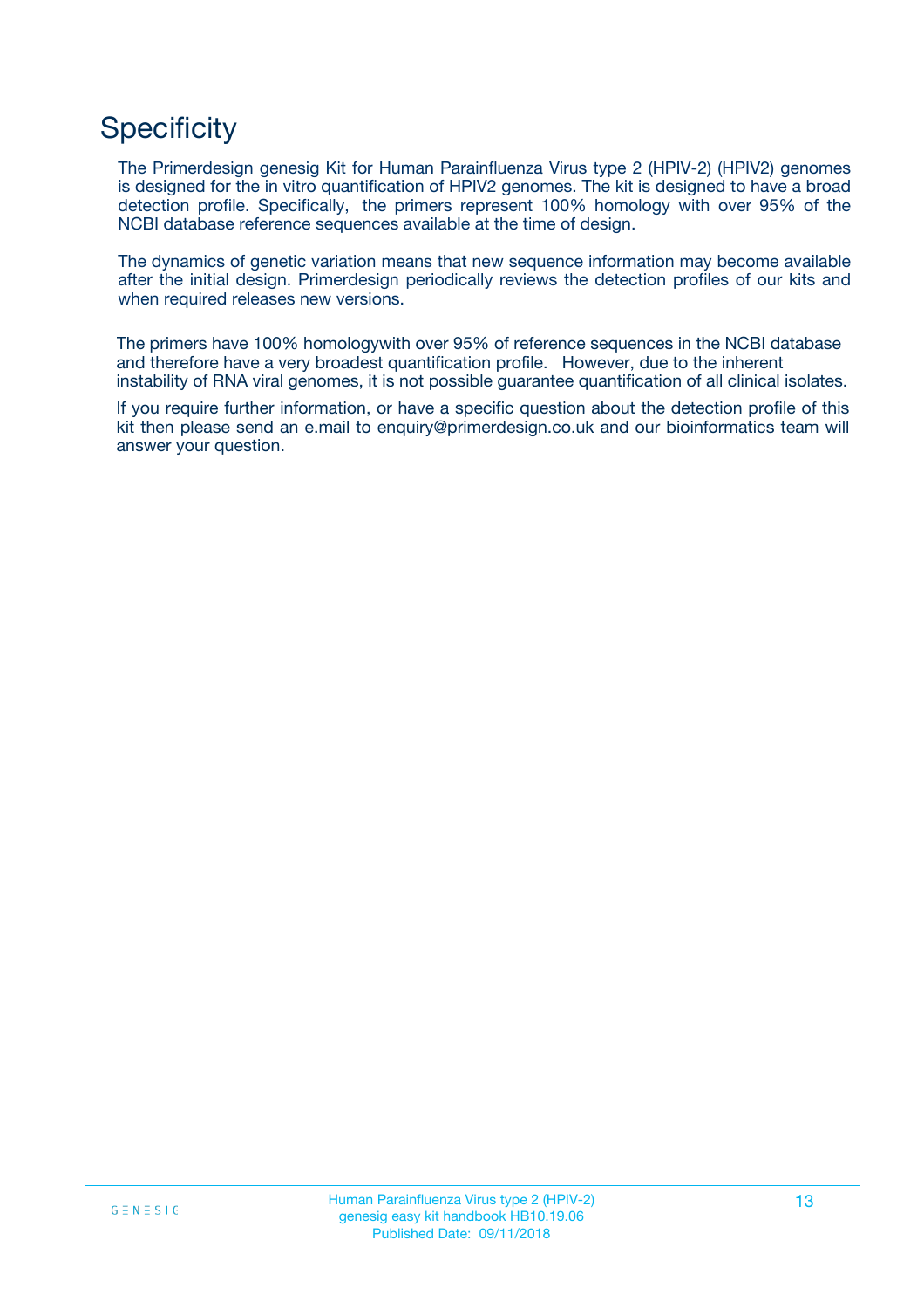# Specificity

The Primerdesign genesig Kit for Human Parainfluenza Virus type 2 (HPIV-2) (HPIV2) genomes is designed for the in vitro quantification of HPIV2 genomes. The kit is designed to have a broad detection profile. Specifically, the primers represent 100% homology with over 95% of the NCBI database reference sequences available at the time of design.

The dynamics of genetic variation means that new sequence information may become available after the initial design. Primerdesign periodically reviews the detection profiles of our kits and when required releases new versions.

The primers have 100% homologywith over 95% of reference sequences in the NCBI database and therefore have a very broadest quantification profile. However, due to the inherent instability of RNA viral genomes, it is not possible guarantee quantification of all clinical isolates.

If you require further information, or have a specific question about the detection profile of this kit then please send an e.mail to enquiry@primerdesign.co.uk and our bioinformatics team will answer your question.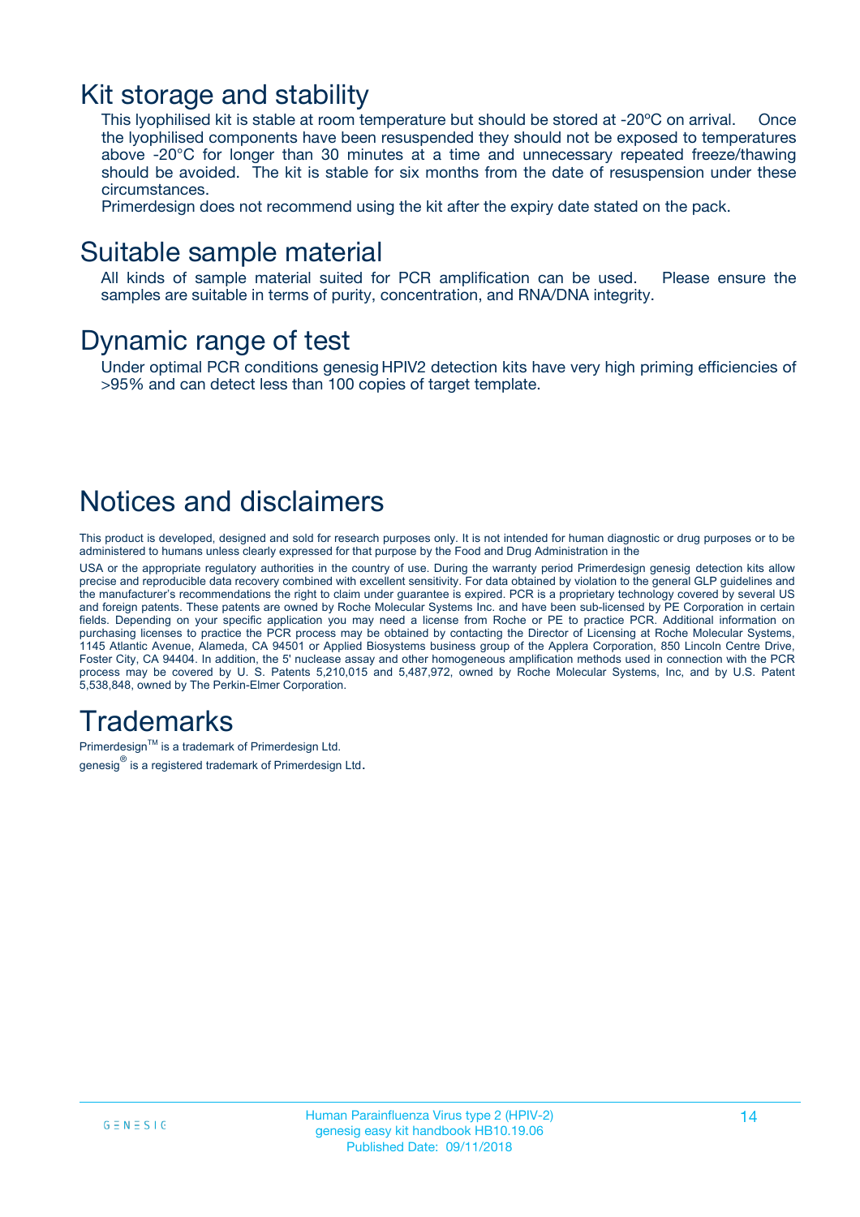# Kit storage and stability

This lyophilised kit is stable at room temperature but should be stored at -20ºC on arrival. Once the lyophilised components have been resuspended they should not be exposed to temperatures above -20°C for longer than 30 minutes at a time and unnecessary repeated freeze/thawing should be avoided. The kit is stable for six months from the date of resuspension under these circumstances.

Primerdesign does not recommend using the kit after the expiry date stated on the pack.

# Suitable sample material

All kinds of sample material suited for PCR amplification can be used. Please ensure the samples are suitable in terms of purity, concentration, and RNA/DNA integrity.

# Dynamic range of test

Under optimal PCR conditions genesig HPIV2 detection kits have very high priming efficiencies of >95% and can detect less than 100 copies of target template.

# Notices and disclaimers

This product is developed, designed and sold for research purposes only. It is not intended for human diagnostic or drug purposes or to be administered to humans unless clearly expressed for that purpose by the Food and Drug Administration in the

USA or the appropriate regulatory authorities in the country of use. During the warranty period Primerdesign genesig detection kits allow precise and reproducible data recovery combined with excellent sensitivity. For data obtained by violation to the general GLP guidelines and the manufacturer's recommendations the right to claim under guarantee is expired. PCR is a proprietary technology covered by several US and foreign patents. These patents are owned by Roche Molecular Systems Inc. and have been sub-licensed by PE Corporation in certain fields. Depending on your specific application you may need a license from Roche or PE to practice PCR. Additional information on purchasing licenses to practice the PCR process may be obtained by contacting the Director of Licensing at Roche Molecular Systems, 1145 Atlantic Avenue, Alameda, CA 94501 or Applied Biosystems business group of the Applera Corporation, 850 Lincoln Centre Drive, Foster City, CA 94404. In addition, the 5' nuclease assay and other homogeneous amplification methods used in connection with the PCR process may be covered by U. S. Patents 5,210,015 and 5,487,972, owned by Roche Molecular Systems, Inc, and by U.S. Patent 5,538,848, owned by The Perkin-Elmer Corporation.

# Trademarks

Primerdesign™ is a trademark of Primerdesign Ltd.

genesig® is a registered trademark of Primerdesign Ltd.